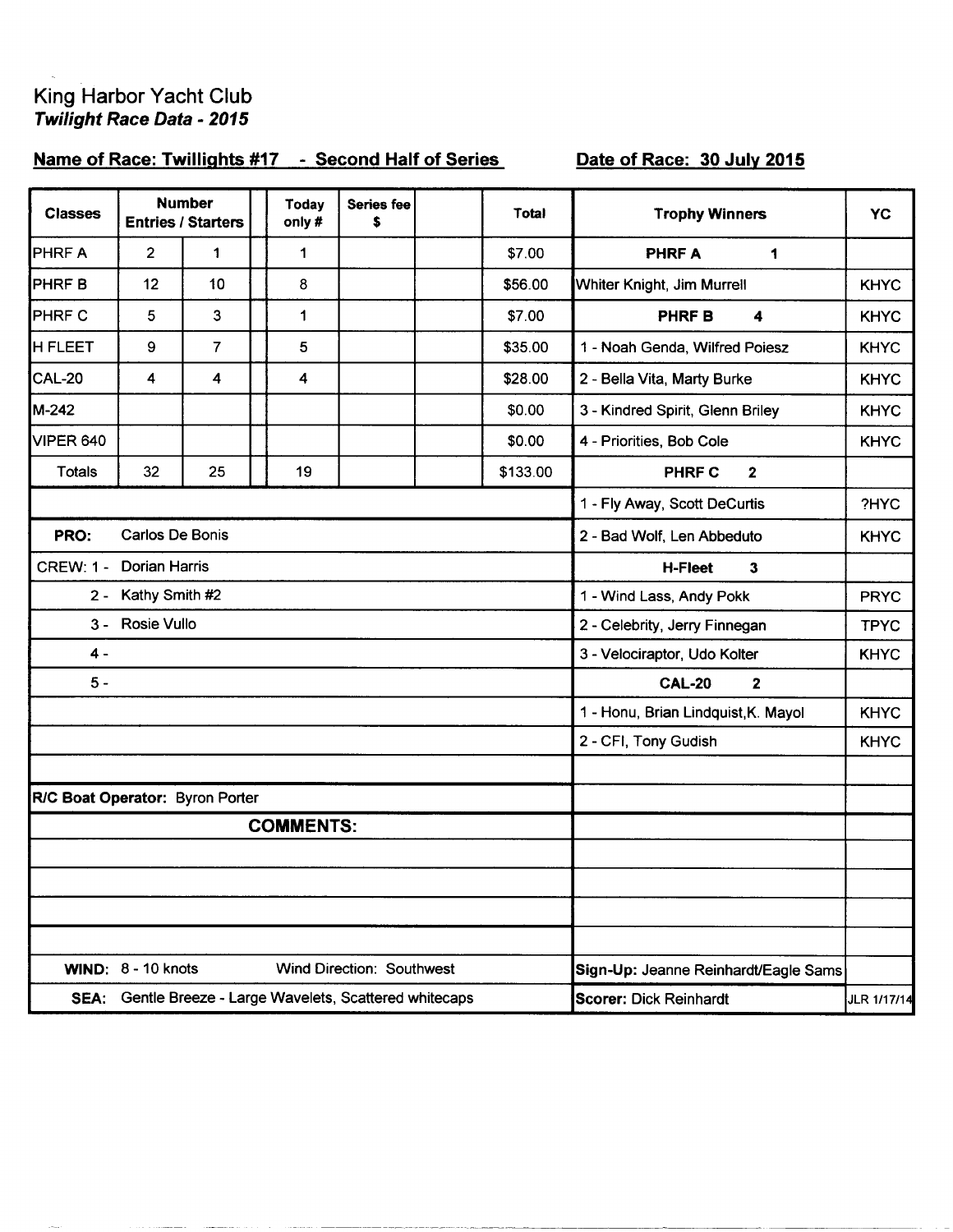King Harbor Yacht Club
***Twilight Race Data - 2015***

**Name of Race: Twillights #17 - Second Half of Series** **Date of Race: 30 July 2015**

| Classes | Number Entries | Starters | | Today only # | Series fee $ | | Total | Trophy Winners | YC |
|---|---|---|---|---|---|---|---|---|---|
| PHRF A | 2 | 1 | | 1 | | | $7.00 | **PHRF A 1** | |
| PHRF B | 12 | 10 | | 8 | | | $56.00 | Whiter Knight, Jim Murrell | KHYC |
| PHRF C | 5 | 3 | | 1 | | | $7.00 | **PHRF B 4** | KHYC |
| H FLEET | 9 | 7 | | 5 | | | $35.00 | 1 - Noah Genda, Wilfred Poiesz | KHYC |
| CAL-20 | 4 | 4 | | 4 | | | $28.00 | 2 - Bella Vita, Marty Burke | KHYC |
| M-242 | | | | | | | $0.00 | 3 - Kindred Spirit, Glenn Briley | KHYC |
| VIPER 640 | | | | | | | $0.00 | 4 - Priorities, Bob Cole | KHYC |
| Totals | 32 | 25 | | 19 | | | $133.00 | **PHRF C 2** | |
| | | | | | | | | 1 - Fly Away, Scott DeCurtis | ?HYC |
| **PRO:** Carlos De Bonis | | | | | | | | 2 - Bad Wolf, Len Abbeduto | KHYC |
| CREW: 1 - Dorian Harris | | | | | | | | **H-Fleet 3** | |
| 2 - Kathy Smith #2 | | | | | | | | 1 - Wind Lass, Andy Pokk | PRYC |
| 3 - Rosie Vullo | | | | | | | | 2 - Celebrity, Jerry Finnegan | TPYC |
| 4 - | | | | | | | | 3 - Velociraptor, Udo Kolter | KHYC |
| 5 - | | | | | | | | **CAL-20 2** | |
| | | | | | | | | 1 - Honu, Brian Lindquist, K. Mayol | KHYC |
| | | | | | | | | 2 - CFI, Tony Gudish | KHYC |
| **R/C Boat Operator:** Byron Porter | | | | | | | | | |
| **COMMENTS:** | | | | | | | | | |
| **WIND:** 8 - 10 knots | Wind Direction: Southwest | | | | | | | **Sign-Up:** Jeanne Reinhardt/Eagle Sams | |
| **SEA:** Gentle Breeze - Large Wavelets, Scattered whitecaps | | | | | | | | **Scorer:** Dick Reinhardt | JLR 1/17/14 |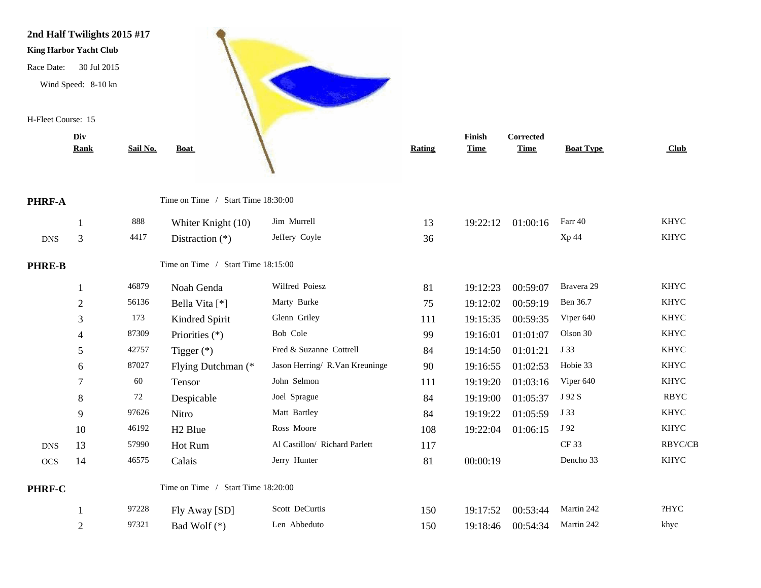**2nd Half Twilights 2015 #17**

**King Harbor Yacht Club**

Race Date: 30 Jul 2015

Wind Speed: 8-10 kn

H-Fleet Course: 15

| | Div Rank | Sail No. | Boat | | Rating | Finish Time | Corrected Time | Boat Type | Club |
|---|---|---|---|---|---|---|---|---|---|
| **PHRF-A** | | | Time on Time / Start Time 18:30:00 | | | | | | |
| | 1 | 888 | Whiter Knight (10) | Jim Murrell | 13 | 19:22:12 | 01:00:16 | Farr 40 | KHYC |
| DNS | 3 | 4417 | Distraction (*) | Jeffery Coyle | 36 | | | Xp 44 | KHYC |
| **PHRE-B** | | | Time on Time / Start Time 18:15:00 | | | | | | |
| | 1 | 46879 | Noah Genda | Wilfred Poiesz | 81 | 19:12:23 | 00:59:07 | Bravera 29 | KHYC |
| | 2 | 56136 | Bella Vita [*] | Marty Burke | 75 | 19:12:02 | 00:59:19 | Ben 36.7 | KHYC |
| | 3 | 173 | Kindred Spirit | Glenn Griley | 111 | 19:15:35 | 00:59:35 | Viper 640 | KHYC |
| | 4 | 87309 | Priorities (*) | Bob Cole | 99 | 19:16:01 | 01:01:07 | Olson 30 | KHYC |
| | 5 | 42757 | Tigger (*) | Fred & Suzanne Cottrell | 84 | 19:14:50 | 01:01:21 | J 33 | KHYC |
| | 6 | 87027 | Flying Dutchman (* | Jason Herring/ R.Van Kreuninge | 90 | 19:16:55 | 01:02:53 | Hobie 33 | KHYC |
| | 7 | 60 | Tensor | John Selmon | 111 | 19:19:20 | 01:03:16 | Viper 640 | KHYC |
| | 8 | 72 | Despicable | Joel Sprague | 84 | 19:19:00 | 01:05:37 | J 92 S | RBYC |
| | 9 | 97626 | Nitro | Matt Bartley | 84 | 19:19:22 | 01:05:59 | J 33 | KHYC |
| | 10 | 46192 | H2 Blue | Ross Moore | 108 | 19:22:04 | 01:06:15 | J 92 | KHYC |
| DNS | 13 | 57990 | Hot Rum | Al Castillon/ Richard Parlett | 117 | | | CF 33 | RBYC/CB |
| OCS | 14 | 46575 | Calais | Jerry Hunter | 81 | 00:00:19 | | Dencho 33 | KHYC |
| **PHRF-C** | | | Time on Time / Start Time 18:20:00 | | | | | | |
| | 1 | 97228 | Fly Away [SD] | Scott DeCurtis | 150 | 19:17:52 | 00:53:44 | Martin 242 | ?HYC |
| | 2 | 97321 | Bad Wolf (*) | Len Abbeduto | 150 | 19:18:46 | 00:54:34 | Martin 242 | khyc |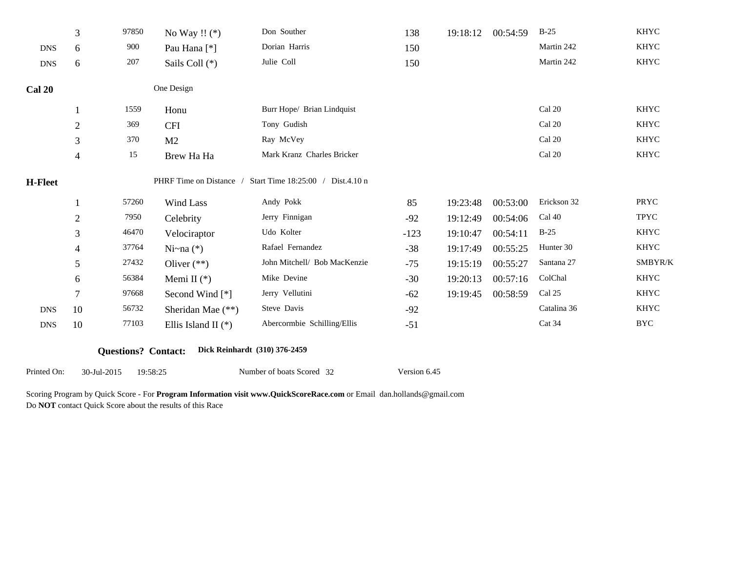| | | | | | | | | | |
|---|---|---|---|---|---|---|---|---|---|
| | 3 | 97850 | No Way !! (*) | Don Souther | 138 | 19:18:12 | 00:54:59 | B-25 | KHYC |
| DNS | 6 | 900 | Pau Hana [*] | Dorian Harris | 150 | | | Martin 242 | KHYC |
| DNS | 6 | 207 | Sails Coll (*) | Julie Coll | 150 | | | Martin 242 | KHYC |

**Cal 20** One Design

| | | | | | | | | | |
|---|---|---|---|---|---|---|---|---|---|
| | 1 | 1559 | Honu | Burr Hope/ Brian Lindquist | | | | Cal 20 | KHYC |
| | 2 | 369 | CFI | Tony Gudish | | | | Cal 20 | KHYC |
| | 3 | 370 | M2 | Ray McVey | | | | Cal 20 | KHYC |
| | 4 | 15 | Brew Ha Ha | Mark Kranz Charles Bricker | | | | Cal 20 | KHYC |

**H-Fleet** PHRF Time on Distance / Start Time 18:25:00 / Dist.4.10 n

| | | | | | | | | | |
|---|---|---|---|---|---|---|---|---|---|
| | 1 | 57260 | Wind Lass | Andy Pokk | 85 | 19:23:48 | 00:53:00 | Erickson 32 | PRYC |
| | 2 | 7950 | Celebrity | Jerry Finnigan | -92 | 19:12:49 | 00:54:06 | Cal 40 | TPYC |
| | 3 | 46470 | Velociraptor | Udo Kolter | -123 | 19:10:47 | 00:54:11 | B-25 | KHYC |
| | 4 | 37764 | Ni~na (*) | Rafael Fernandez | -38 | 19:17:49 | 00:55:25 | Hunter 30 | KHYC |
| | 5 | 27432 | Oliver (**) | John Mitchell/ Bob MacKenzie | -75 | 19:15:19 | 00:55:27 | Santana 27 | SMBYR/K |
| | 6 | 56384 | Memi II (*) | Mike Devine | -30 | 19:20:13 | 00:57:16 | ColChal | KHYC |
| | 7 | 97668 | Second Wind [*] | Jerry Vellutini | -62 | 19:19:45 | 00:58:59 | Cal 25 | KHYC |
| DNS | 10 | 56732 | Sheridan Mae (**) | Steve Davis | -92 | | | Catalina 36 | KHYC |
| DNS | 10 | 77103 | Ellis Island II (*) | Abercormbie Schilling/Ellis | -51 | | | Cat 34 | BYC |

**Questions? Contact:** **Dick Reinhardt (310) 376-2459**

Printed On: 30-Jul-2015 19:58:25 Number of boats Scored 32 Version 6.45

Scoring Program by Quick Score - For **Program Information visit www.QuickScoreRace.com** or Email dan.hollands@gmail.com
Do **NOT** contact Quick Score about the results of this Race